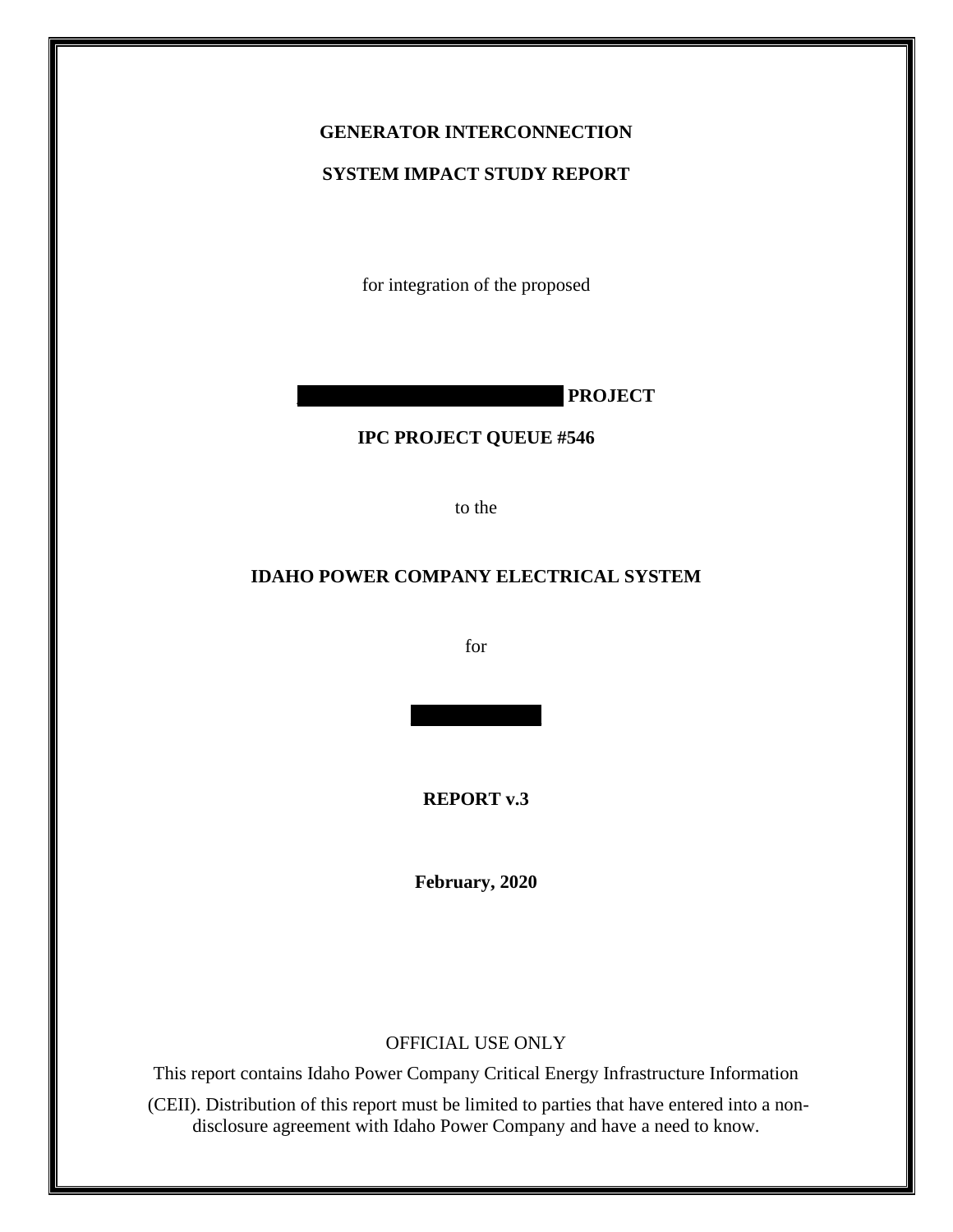**GENERATOR INTERCONNECTION**

**SYSTEM IMPACT STUDY REPORT**

for integration of the proposed

**PROJECT**

**IPC PROJECT QUEUE #546**

to the

**IDAHO POWER COMPANY ELECTRICAL SYSTEM**

for

**REPORT v.3**

**February, 2020**

OFFICIAL USE ONLY

This report contains Idaho Power Company Critical Energy Infrastructure Information (CEII). Distribution of this report must be limited to parties that have entered into a non-disclosure agreement with Idaho Power Company and have a need to know.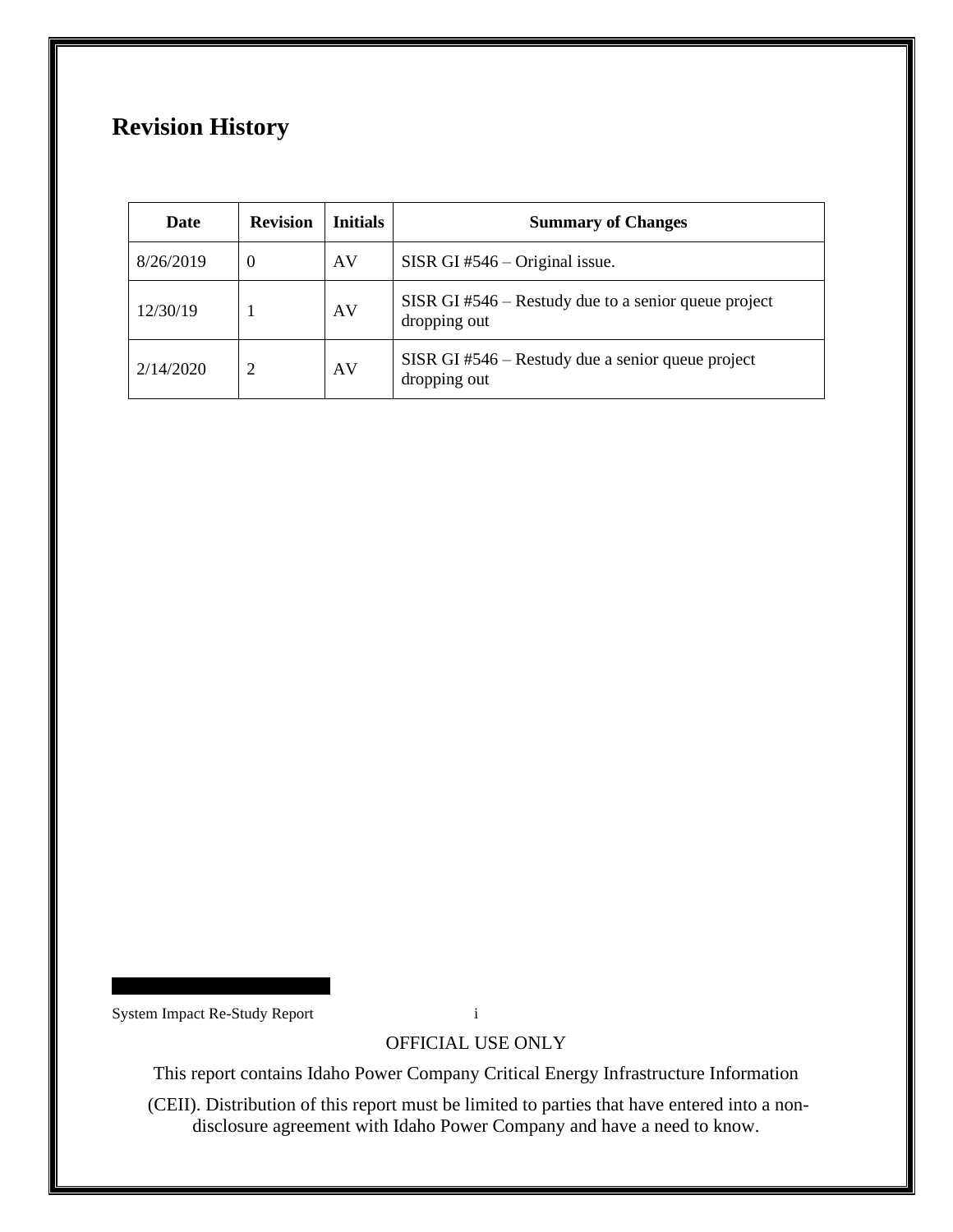## Revision History

| Date | Revision | Initials | Summary of Changes |
|---|---|---|---|
| 8/26/2019 | 0 | AV | SISR GI #546 – Original issue. |
| 12/30/19 | 1 | AV | SISR GI #546 – Restudy due to a senior queue project dropping out |
| 2/14/2020 | 2 | AV | SISR GI #546 – Restudy due a senior queue project dropping out |

OFFICIAL USE ONLY

This report contains Idaho Power Company Critical Energy Infrastructure Information (CEII). Distribution of this report must be limited to parties that have entered into a non-disclosure agreement with Idaho Power Company and have a need to know.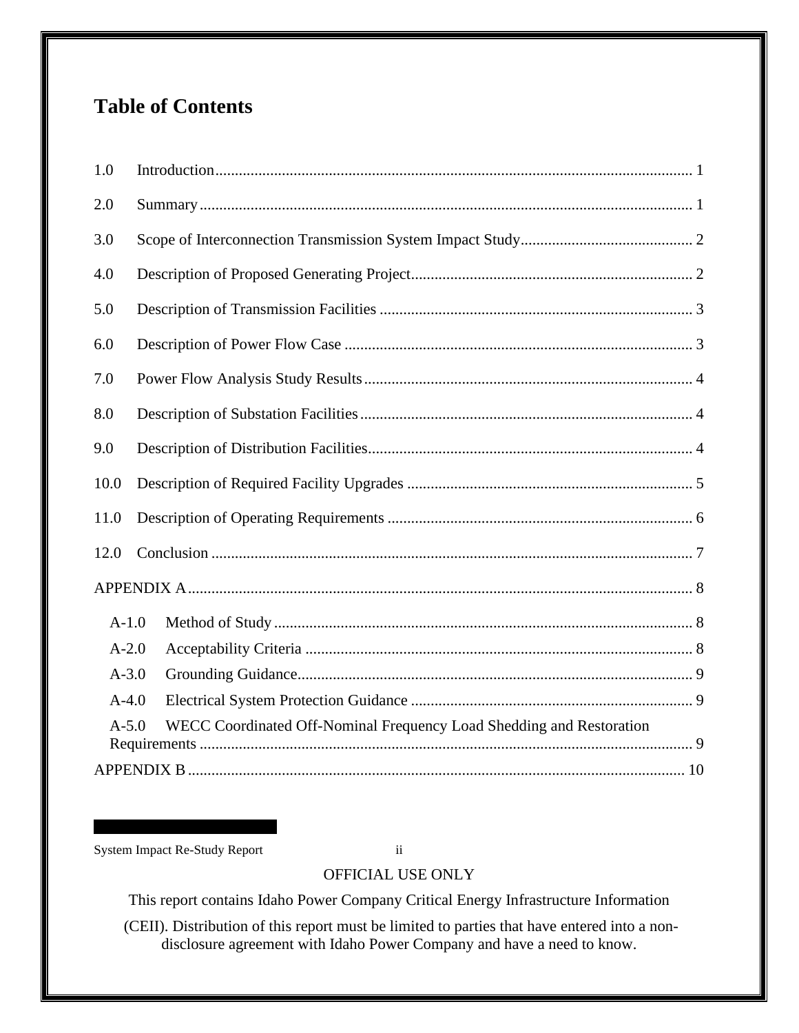# Table of Contents

1.0 Introduction .......... 1

2.0 Summary .......... 1

3.0 Scope of Interconnection Transmission System Impact Study .......... 2

4.0 Description of Proposed Generating Project .......... 2

5.0 Description of Transmission Facilities .......... 3

6.0 Description of Power Flow Case .......... 3

7.0 Power Flow Analysis Study Results .......... 4

8.0 Description of Substation Facilities .......... 4

9.0 Description of Distribution Facilities .......... 4

10.0 Description of Required Facility Upgrades .......... 5

11.0 Description of Operating Requirements .......... 6

12.0 Conclusion .......... 7

APPENDIX A .......... 8

- A-1.0 Method of Study .......... 8
- A-2.0 Acceptability Criteria .......... 8
- A-3.0 Grounding Guidance .......... 9
- A-4.0 Electrical System Protection Guidance .......... 9
- A-5.0 WECC Coordinated Off-Nominal Frequency Load Shedding and Restoration Requirements .......... 9

APPENDIX B .......... 10

OFFICIAL USE ONLY

This report contains Idaho Power Company Critical Energy Infrastructure Information (CEII). Distribution of this report must be limited to parties that have entered into a non-disclosure agreement with Idaho Power Company and have a need to know.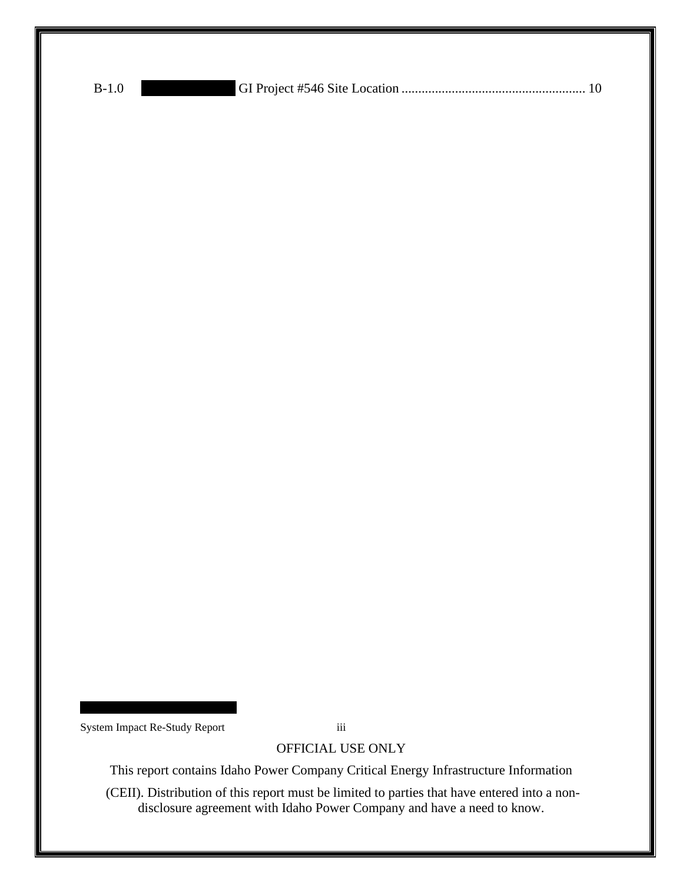B-1.0 GI Project #546 Site Location ...................................................... 10

OFFICIAL USE ONLY

This report contains Idaho Power Company Critical Energy Infrastructure Information

(CEII). Distribution of this report must be limited to parties that have entered into a non-disclosure agreement with Idaho Power Company and have a need to know.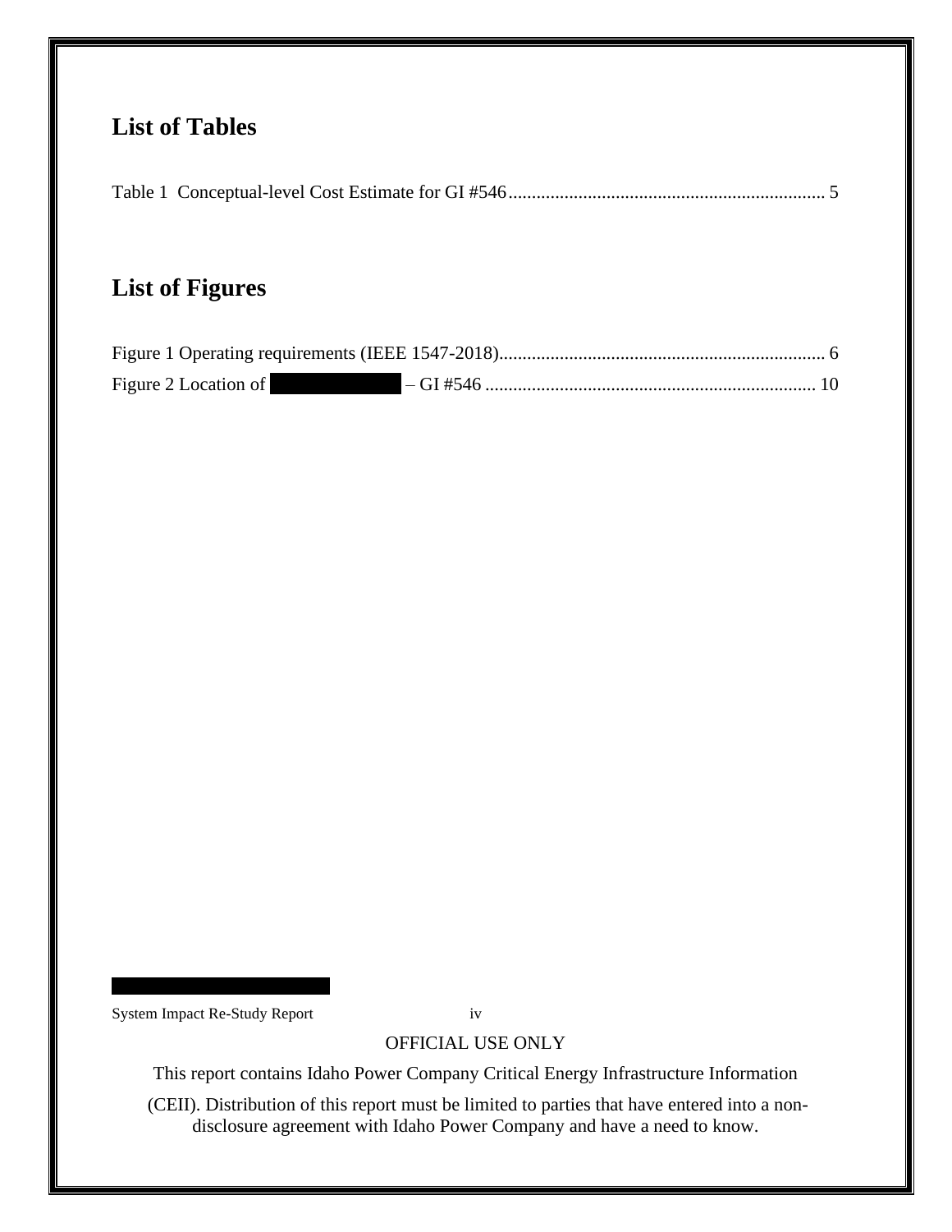## List of Tables

Table 1 Conceptual-level Cost Estimate for GI #546 .................................................................... 5

## List of Figures

Figure 1 Operating requirements (IEEE 1547-2018)...................................................................... 6

Figure 2 Location of ██████████ – GI #546 ....................................................................... 10

OFFICIAL USE ONLY

This report contains Idaho Power Company Critical Energy Infrastructure Information (CEII). Distribution of this report must be limited to parties that have entered into a non-disclosure agreement with Idaho Power Company and have a need to know.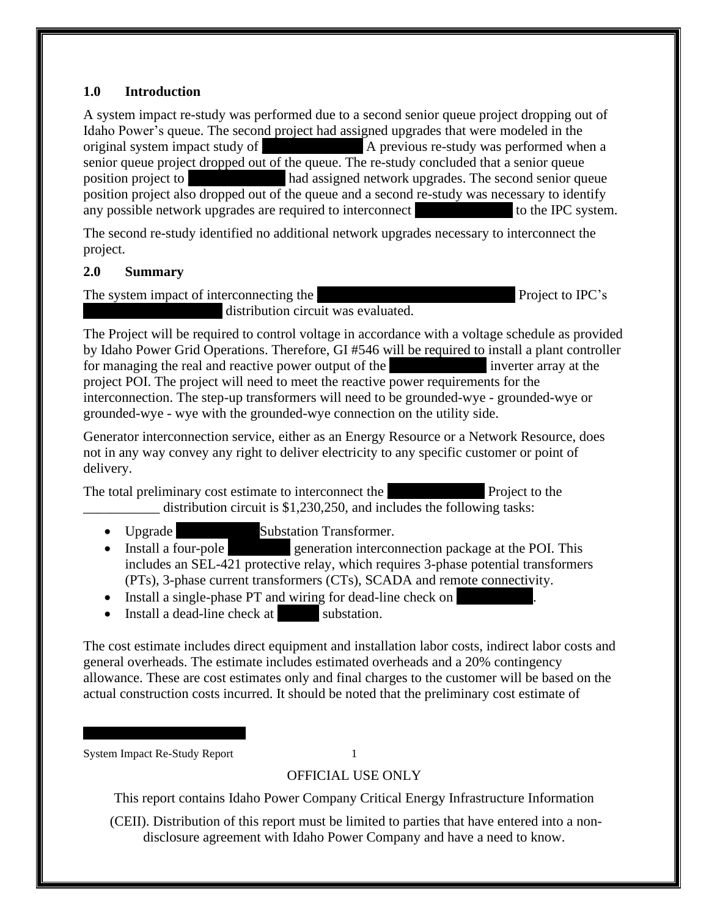## 1.0 Introduction

A system impact re-study was performed due to a second senior queue project dropping out of Idaho Power's queue. The second project had assigned upgrades that were modeled in the original system impact study of ██████████ A previous re-study was performed when a senior queue project dropped out of the queue. The re-study concluded that a senior queue position project to ██████████ had assigned network upgrades. The second senior queue position project also dropped out of the queue and a second re-study was necessary to identify any possible network upgrades are required to interconnect ██████████ to the IPC system.

The second re-study identified no additional network upgrades necessary to interconnect the project.

## 2.0 Summary

The system impact of interconnecting the ██████████ Project to IPC's ██████████ distribution circuit was evaluated.

The Project will be required to control voltage in accordance with a voltage schedule as provided by Idaho Power Grid Operations. Therefore, GI #546 will be required to install a plant controller for managing the real and reactive power output of the ██████████ inverter array at the project POI. The project will need to meet the reactive power requirements for the interconnection. The step-up transformers will need to be grounded-wye - grounded-wye or grounded-wye - wye with the grounded-wye connection on the utility side.

Generator interconnection service, either as an Energy Resource or a Network Resource, does not in any way convey any right to deliver electricity to any specific customer or point of delivery.

The total preliminary cost estimate to interconnect the ██████████ Project to the ___________ distribution circuit is $1,230,250, and includes the following tasks:

- Upgrade ██████████ Substation Transformer.
- Install a four-pole ██████████ generation interconnection package at the POI. This includes an SEL-421 protective relay, which requires 3-phase potential transformers (PTs), 3-phase current transformers (CTs), SCADA and remote connectivity.
- Install a single-phase PT and wiring for dead-line check on ██████████.
- Install a dead-line check at ██████ substation.

The cost estimate includes direct equipment and installation labor costs, indirect labor costs and general overheads. The estimate includes estimated overheads and a 20% contingency allowance. These are cost estimates only and final charges to the customer will be based on the actual construction costs incurred. It should be noted that the preliminary cost estimate of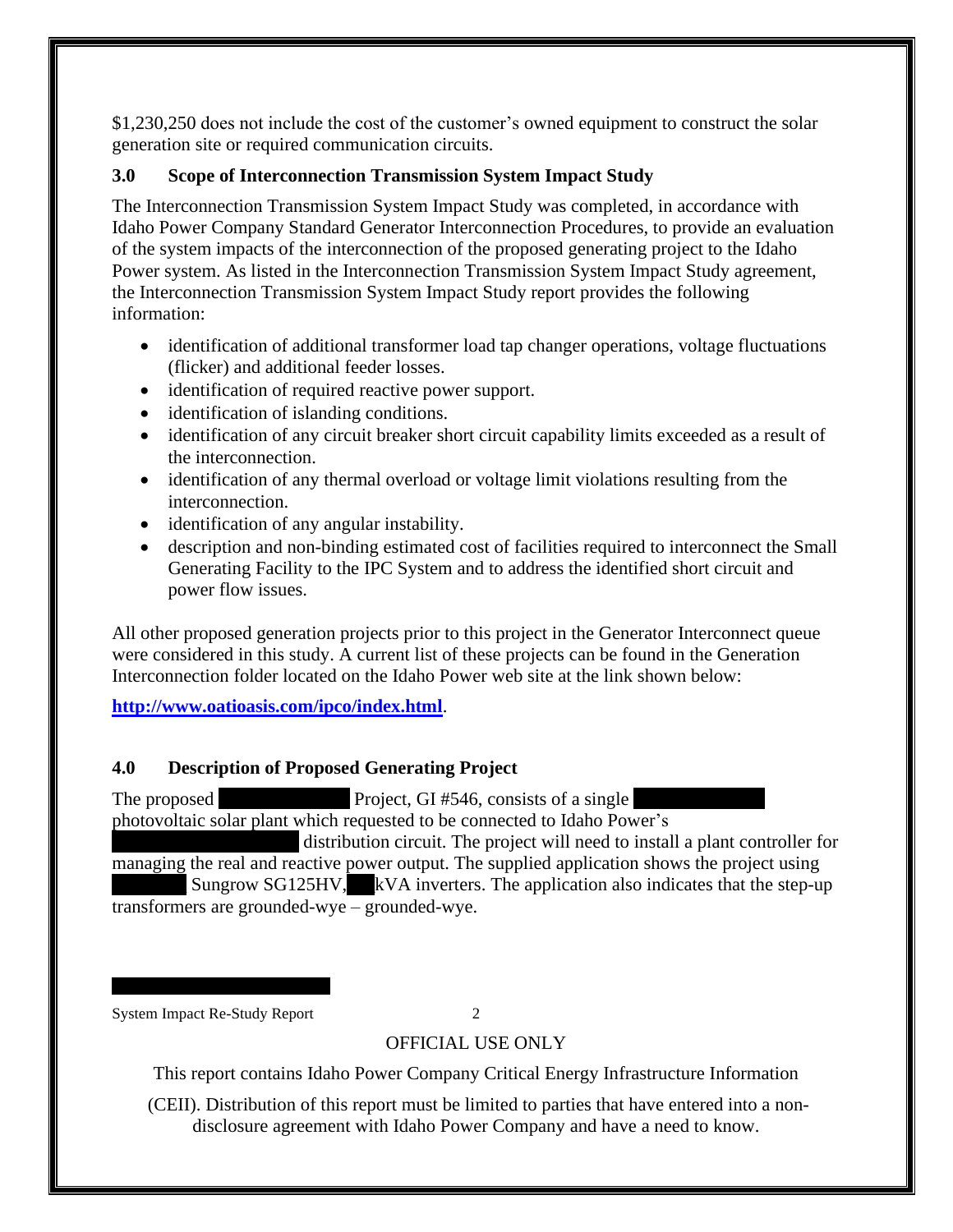$1,230,250 does not include the cost of the customer's owned equipment to construct the solar generation site or required communication circuits.

## 3.0 Scope of Interconnection Transmission System Impact Study

The Interconnection Transmission System Impact Study was completed, in accordance with Idaho Power Company Standard Generator Interconnection Procedures, to provide an evaluation of the system impacts of the interconnection of the proposed generating project to the Idaho Power system. As listed in the Interconnection Transmission System Impact Study agreement, the Interconnection Transmission System Impact Study report provides the following information:

- identification of additional transformer load tap changer operations, voltage fluctuations (flicker) and additional feeder losses.
- identification of required reactive power support.
- identification of islanding conditions.
- identification of any circuit breaker short circuit capability limits exceeded as a result of the interconnection.
- identification of any thermal overload or voltage limit violations resulting from the interconnection.
- identification of any angular instability.
- description and non-binding estimated cost of facilities required to interconnect the Small Generating Facility to the IPC System and to address the identified short circuit and power flow issues.

All other proposed generation projects prior to this project in the Generator Interconnect queue were considered in this study. A current list of these projects can be found in the Generation Interconnection folder located on the Idaho Power web site at the link shown below:

**http://www.oatioasis.com/ipco/index.html**.

## 4.0 Description of Proposed Generating Project

The proposed [REDACTED] Project, GI #546, consists of a single [REDACTED] photovoltaic solar plant which requested to be connected to Idaho Power's [REDACTED] distribution circuit. The project will need to install a plant controller for managing the real and reactive power output. The supplied application shows the project using [REDACTED] Sungrow SG125HV, [REDACTED] kVA inverters. The application also indicates that the step-up transformers are grounded-wye – grounded-wye.

OFFICIAL USE ONLY

This report contains Idaho Power Company Critical Energy Infrastructure Information (CEII). Distribution of this report must be limited to parties that have entered into a non-disclosure agreement with Idaho Power Company and have a need to know.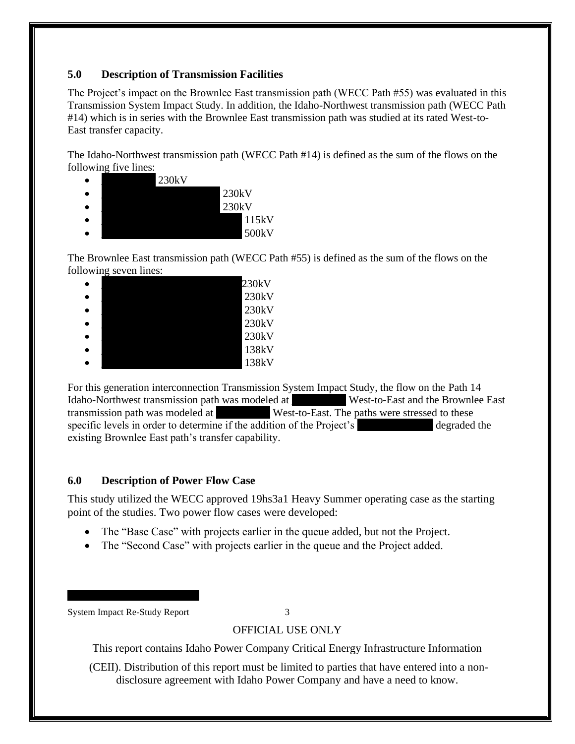## 5.0 Description of Transmission Facilities

The Project's impact on the Brownlee East transmission path (WECC Path #55) was evaluated in this Transmission System Impact Study. In addition, the Idaho-Northwest transmission path (WECC Path #14) which is in series with the Brownlee East transmission path was studied at its rated West-to-East transfer capacity.

The Idaho-Northwest transmission path (WECC Path #14) is defined as the sum of the flows on the following five lines:

- 230kV
- 230kV
- 230kV
- 115kV
- 500kV

The Brownlee East transmission path (WECC Path #55) is defined as the sum of the flows on the following seven lines:

- 230kV
- 230kV
- 230kV
- 230kV
- 230kV
- 138kV
- 138kV

For this generation interconnection Transmission System Impact Study, the flow on the Path 14 Idaho-Northwest transmission path was modeled at West-to-East and the Brownlee East transmission path was modeled at West-to-East. The paths were stressed to these specific levels in order to determine if the addition of the Project's degraded the existing Brownlee East path's transfer capability.

## 6.0 Description of Power Flow Case

This study utilized the WECC approved 19hs3a1 Heavy Summer operating case as the starting point of the studies. Two power flow cases were developed:

- The "Base Case" with projects earlier in the queue added, but not the Project.
- The "Second Case" with projects earlier in the queue and the Project added.

OFFICIAL USE ONLY

This report contains Idaho Power Company Critical Energy Infrastructure Information (CEII). Distribution of this report must be limited to parties that have entered into a non-disclosure agreement with Idaho Power Company and have a need to know.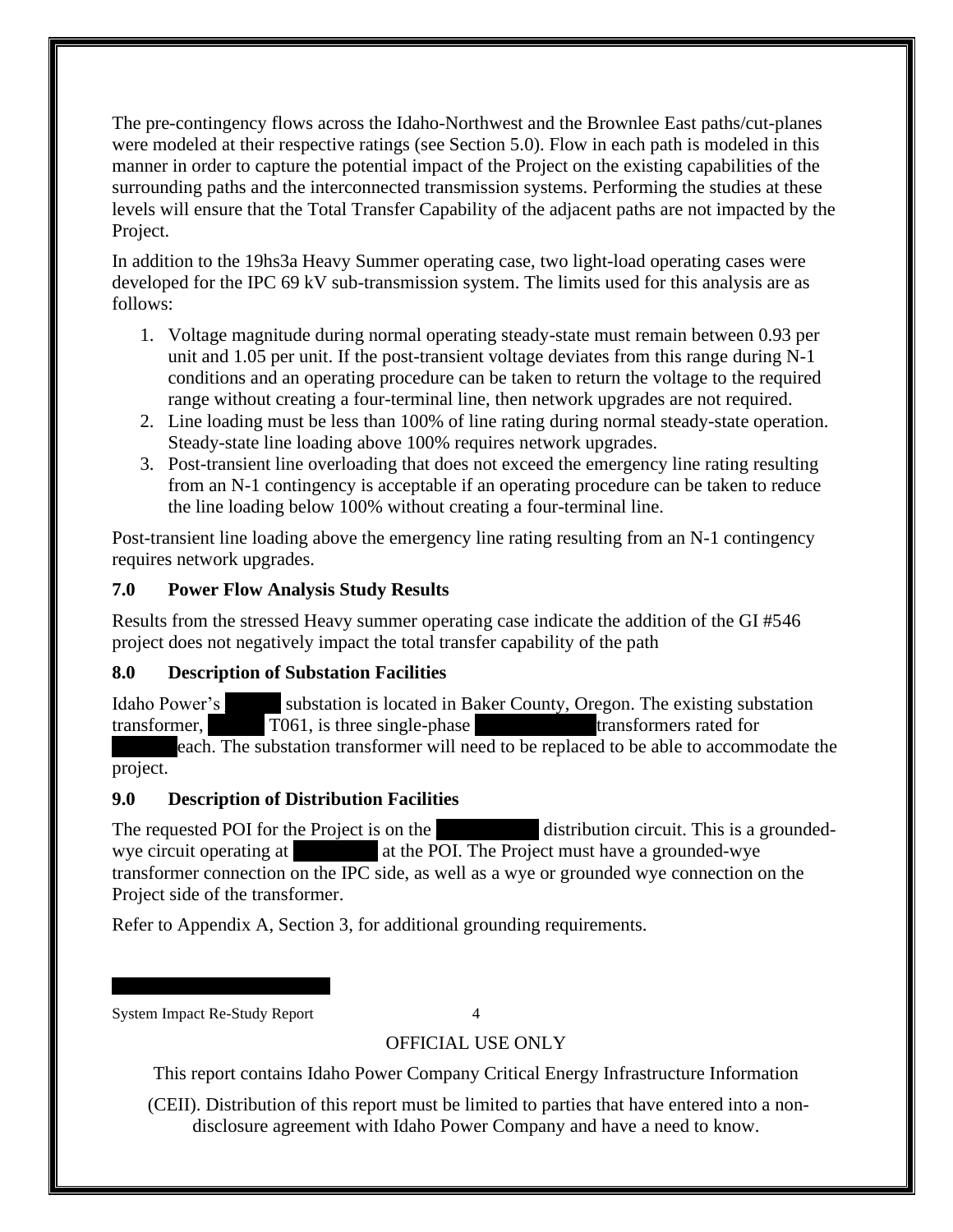The pre-contingency flows across the Idaho-Northwest and the Brownlee East paths/cut-planes were modeled at their respective ratings (see Section 5.0). Flow in each path is modeled in this manner in order to capture the potential impact of the Project on the existing capabilities of the surrounding paths and the interconnected transmission systems. Performing the studies at these levels will ensure that the Total Transfer Capability of the adjacent paths are not impacted by the Project.

In addition to the 19hs3a Heavy Summer operating case, two light-load operating cases were developed for the IPC 69 kV sub-transmission system. The limits used for this analysis are as follows:

1. Voltage magnitude during normal operating steady-state must remain between 0.93 per unit and 1.05 per unit. If the post-transient voltage deviates from this range during N-1 conditions and an operating procedure can be taken to return the voltage to the required range without creating a four-terminal line, then network upgrades are not required.
2. Line loading must be less than 100% of line rating during normal steady-state operation. Steady-state line loading above 100% requires network upgrades.
3. Post-transient line overloading that does not exceed the emergency line rating resulting from an N-1 contingency is acceptable if an operating procedure can be taken to reduce the line loading below 100% without creating a four-terminal line.

Post-transient line loading above the emergency line rating resulting from an N-1 contingency requires network upgrades.

## 7.0 Power Flow Analysis Study Results

Results from the stressed Heavy summer operating case indicate the addition of the GI #546 project does not negatively impact the total transfer capability of the path

## 8.0 Description of Substation Facilities

Idaho Power's [REDACTED] substation is located in Baker County, Oregon. The existing substation transformer, [REDACTED] T061, is three single-phase [REDACTED] transformers rated for [REDACTED] each. The substation transformer will need to be replaced to be able to accommodate the project.

## 9.0 Description of Distribution Facilities

The requested POI for the Project is on the [REDACTED] distribution circuit. This is a grounded-wye circuit operating at [REDACTED] at the POI. The Project must have a grounded-wye transformer connection on the IPC side, as well as a wye or grounded wye connection on the Project side of the transformer.

Refer to Appendix A, Section 3, for additional grounding requirements.

OFFICIAL USE ONLY

This report contains Idaho Power Company Critical Energy Infrastructure Information (CEII). Distribution of this report must be limited to parties that have entered into a non-disclosure agreement with Idaho Power Company and have a need to know.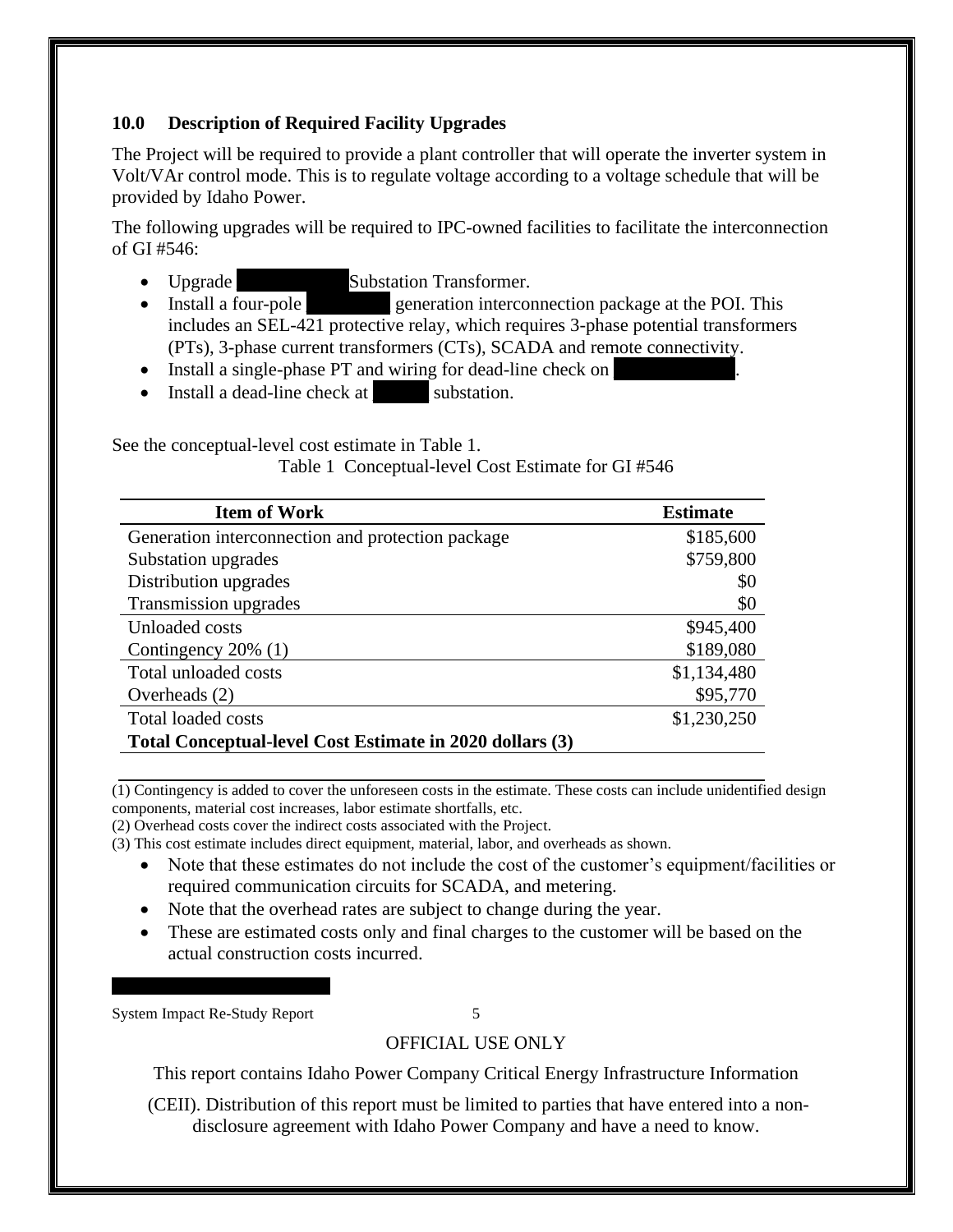## 10.0 Description of Required Facility Upgrades

The Project will be required to provide a plant controller that will operate the inverter system in Volt/VAr control mode. This is to regulate voltage according to a voltage schedule that will be provided by Idaho Power.

The following upgrades will be required to IPC-owned facilities to facilitate the interconnection of GI #546:

- Upgrade Substation Transformer.
- Install a four-pole generation interconnection package at the POI. This includes an SEL-421 protective relay, which requires 3-phase potential transformers (PTs), 3-phase current transformers (CTs), SCADA and remote connectivity.
- Install a single-phase PT and wiring for dead-line check on .
- Install a dead-line check at substation.

See the conceptual-level cost estimate in Table 1.

Table 1 Conceptual-level Cost Estimate for GI #546

| Item of Work | Estimate |
|---|---|
| Generation interconnection and protection package | $185,600 |
| Substation upgrades | $759,800 |
| Distribution upgrades | $0 |
| Transmission upgrades | $0 |
| Unloaded costs | $945,400 |
| Contingency 20% (1) | $189,080 |
| Total unloaded costs | $1,134,480 |
| Overheads (2) | $95,770 |
| Total loaded costs | $1,230,250 |
| **Total Conceptual-level Cost Estimate in 2020 dollars (3)** | |

(1) Contingency is added to cover the unforeseen costs in the estimate. These costs can include unidentified design components, material cost increases, labor estimate shortfalls, etc.

(2) Overhead costs cover the indirect costs associated with the Project.

(3) This cost estimate includes direct equipment, material, labor, and overheads as shown.

- Note that these estimates do not include the cost of the customer's equipment/facilities or required communication circuits for SCADA, and metering.
- Note that the overhead rates are subject to change during the year.
- These are estimated costs only and final charges to the customer will be based on the actual construction costs incurred.

OFFICIAL USE ONLY

This report contains Idaho Power Company Critical Energy Infrastructure Information (CEII). Distribution of this report must be limited to parties that have entered into a non-disclosure agreement with Idaho Power Company and have a need to know.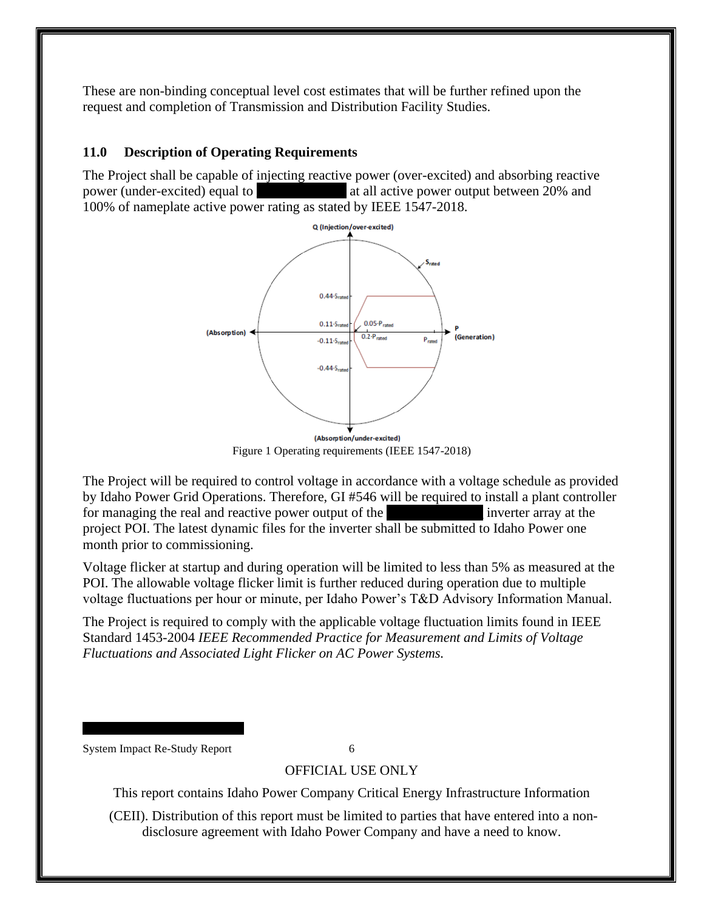These are non-binding conceptual level cost estimates that will be further refined upon the request and completion of Transmission and Distribution Facility Studies.

### 11.0 Description of Operating Requirements

The Project shall be capable of injecting reactive power (over-excited) and absorbing reactive power (under-excited) equal to [REDACTED] at all active power output between 20% and 100% of nameplate active power rating as stated by IEEE 1547-2018.

Figure 1 Operating requirements (IEEE 1547-2018)

The Project will be required to control voltage in accordance with a voltage schedule as provided by Idaho Power Grid Operations. Therefore, GI #546 will be required to install a plant controller for managing the real and reactive power output of the [REDACTED] inverter array at the project POI. The latest dynamic files for the inverter shall be submitted to Idaho Power one month prior to commissioning.

Voltage flicker at startup and during operation will be limited to less than 5% as measured at the POI. The allowable voltage flicker limit is further reduced during operation due to multiple voltage fluctuations per hour or minute, per Idaho Power's T&D Advisory Information Manual.

The Project is required to comply with the applicable voltage fluctuation limits found in IEEE Standard 1453-2004 *IEEE Recommended Practice for Measurement and Limits of Voltage Fluctuations and Associated Light Flicker on AC Power Systems.*

OFFICIAL USE ONLY

This report contains Idaho Power Company Critical Energy Infrastructure Information (CEII). Distribution of this report must be limited to parties that have entered into a non-disclosure agreement with Idaho Power Company and have a need to know.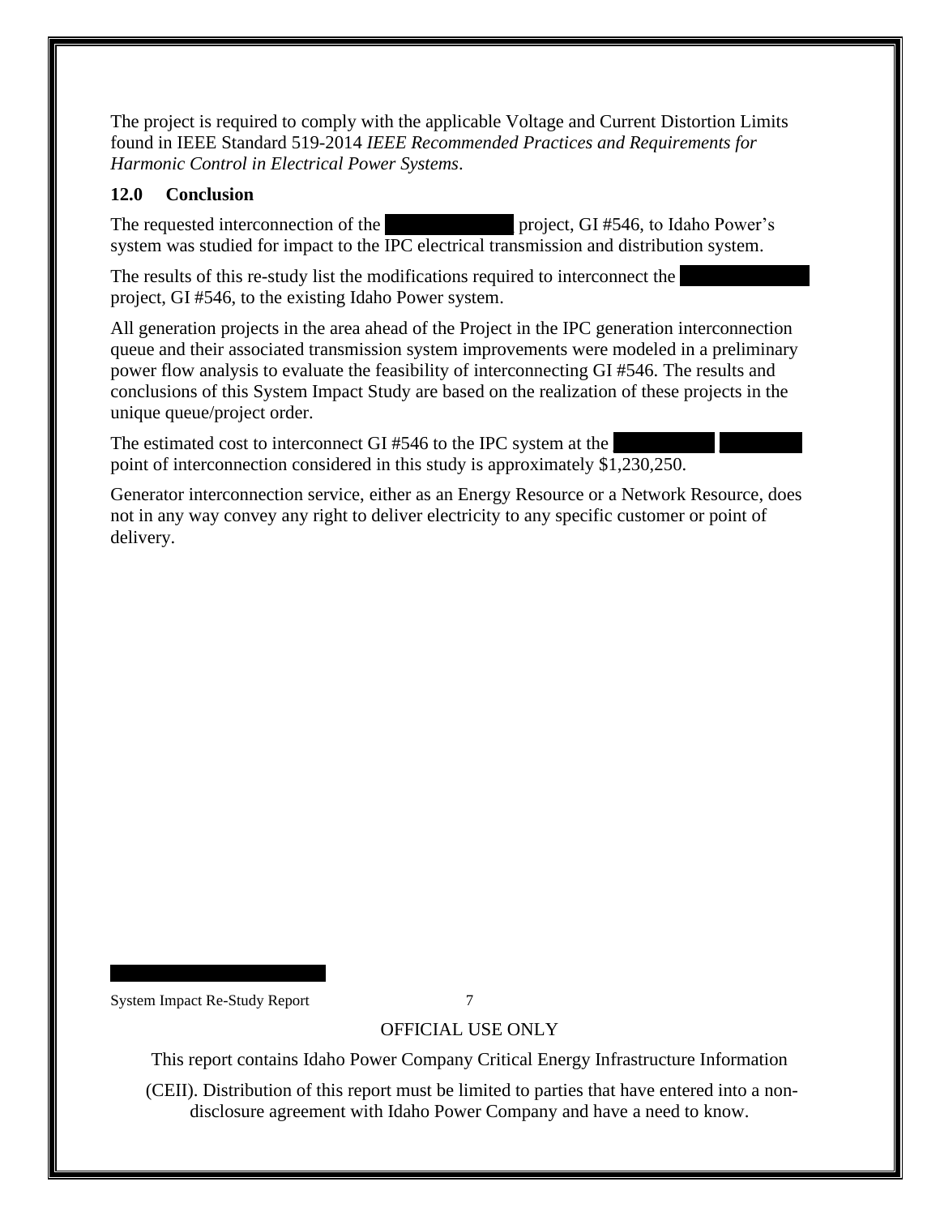The project is required to comply with the applicable Voltage and Current Distortion Limits found in IEEE Standard 519-2014 *IEEE Recommended Practices and Requirements for Harmonic Control in Electrical Power Systems*.

## 12.0 Conclusion

The requested interconnection of the project, GI #546, to Idaho Power's system was studied for impact to the IPC electrical transmission and distribution system.

The results of this re-study list the modifications required to interconnect the project, GI #546, to the existing Idaho Power system.

All generation projects in the area ahead of the Project in the IPC generation interconnection queue and their associated transmission system improvements were modeled in a preliminary power flow analysis to evaluate the feasibility of interconnecting GI #546. The results and conclusions of this System Impact Study are based on the realization of these projects in the unique queue/project order.

The estimated cost to interconnect GI #546 to the IPC system at the point of interconnection considered in this study is approximately $1,230,250.

Generator interconnection service, either as an Energy Resource or a Network Resource, does not in any way convey any right to deliver electricity to any specific customer or point of delivery.

OFFICIAL USE ONLY

This report contains Idaho Power Company Critical Energy Infrastructure Information (CEII). Distribution of this report must be limited to parties that have entered into a non-disclosure agreement with Idaho Power Company and have a need to know.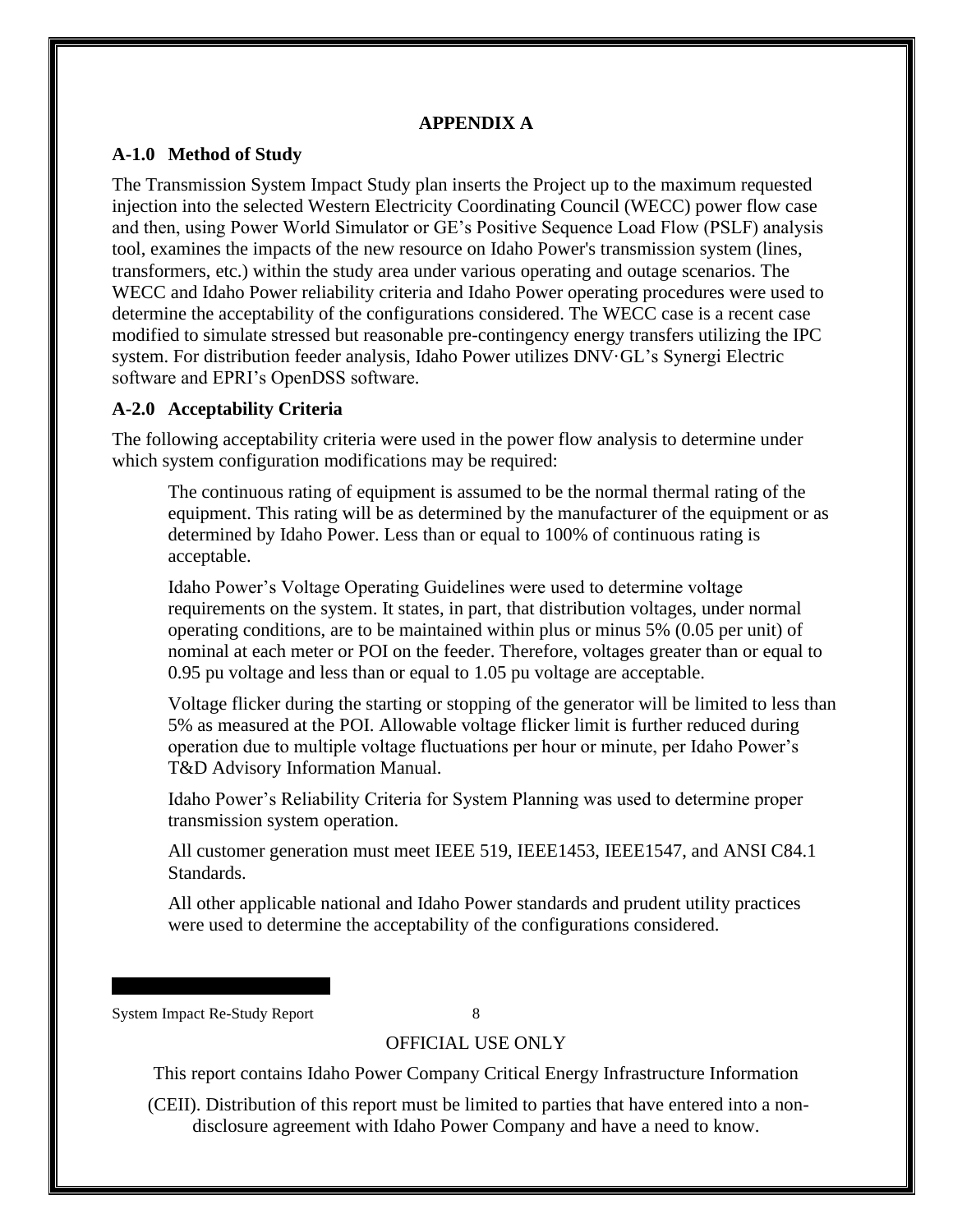# APPENDIX A

## A-1.0 Method of Study

The Transmission System Impact Study plan inserts the Project up to the maximum requested injection into the selected Western Electricity Coordinating Council (WECC) power flow case and then, using Power World Simulator or GE's Positive Sequence Load Flow (PSLF) analysis tool, examines the impacts of the new resource on Idaho Power's transmission system (lines, transformers, etc.) within the study area under various operating and outage scenarios. The WECC and Idaho Power reliability criteria and Idaho Power operating procedures were used to determine the acceptability of the configurations considered. The WECC case is a recent case modified to simulate stressed but reasonable pre-contingency energy transfers utilizing the IPC system. For distribution feeder analysis, Idaho Power utilizes DNV·GL's Synergi Electric software and EPRI's OpenDSS software.

## A-2.0 Acceptability Criteria

The following acceptability criteria were used in the power flow analysis to determine under which system configuration modifications may be required:

> The continuous rating of equipment is assumed to be the normal thermal rating of the equipment. This rating will be as determined by the manufacturer of the equipment or as determined by Idaho Power. Less than or equal to 100% of continuous rating is acceptable.
>
> Idaho Power's Voltage Operating Guidelines were used to determine voltage requirements on the system. It states, in part, that distribution voltages, under normal operating conditions, are to be maintained within plus or minus 5% (0.05 per unit) of nominal at each meter or POI on the feeder. Therefore, voltages greater than or equal to 0.95 pu voltage and less than or equal to 1.05 pu voltage are acceptable.
>
> Voltage flicker during the starting or stopping of the generator will be limited to less than 5% as measured at the POI. Allowable voltage flicker limit is further reduced during operation due to multiple voltage fluctuations per hour or minute, per Idaho Power's T&D Advisory Information Manual.
>
> Idaho Power's Reliability Criteria for System Planning was used to determine proper transmission system operation.
>
> All customer generation must meet IEEE 519, IEEE1453, IEEE1547, and ANSI C84.1 Standards.
>
> All other applicable national and Idaho Power standards and prudent utility practices were used to determine the acceptability of the configurations considered.

OFFICIAL USE ONLY

This report contains Idaho Power Company Critical Energy Infrastructure Information (CEII). Distribution of this report must be limited to parties that have entered into a non-disclosure agreement with Idaho Power Company and have a need to know.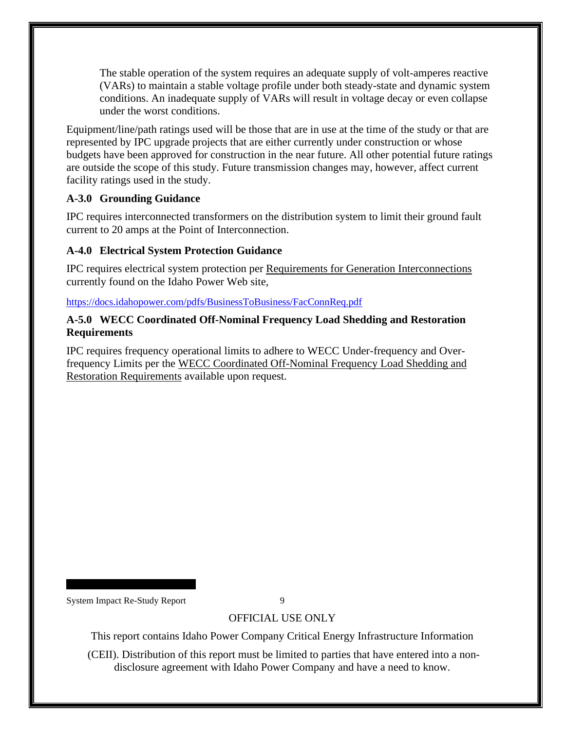The stable operation of the system requires an adequate supply of volt-amperes reactive (VARs) to maintain a stable voltage profile under both steady-state and dynamic system conditions. An inadequate supply of VARs will result in voltage decay or even collapse under the worst conditions.

Equipment/line/path ratings used will be those that are in use at the time of the study or that are represented by IPC upgrade projects that are either currently under construction or whose budgets have been approved for construction in the near future. All other potential future ratings are outside the scope of this study. Future transmission changes may, however, affect current facility ratings used in the study.

### A-3.0 Grounding Guidance

IPC requires interconnected transformers on the distribution system to limit their ground fault current to 20 amps at the Point of Interconnection.

### A-4.0 Electrical System Protection Guidance

IPC requires electrical system protection per Requirements for Generation Interconnections currently found on the Idaho Power Web site,

https://docs.idahopower.com/pdfs/BusinessToBusiness/FacConnReq.pdf

### A-5.0 WECC Coordinated Off-Nominal Frequency Load Shedding and Restoration Requirements

IPC requires frequency operational limits to adhere to WECC Under-frequency and Over-frequency Limits per the WECC Coordinated Off-Nominal Frequency Load Shedding and Restoration Requirements available upon request.

OFFICIAL USE ONLY

This report contains Idaho Power Company Critical Energy Infrastructure Information (CEII). Distribution of this report must be limited to parties that have entered into a non-disclosure agreement with Idaho Power Company and have a need to know.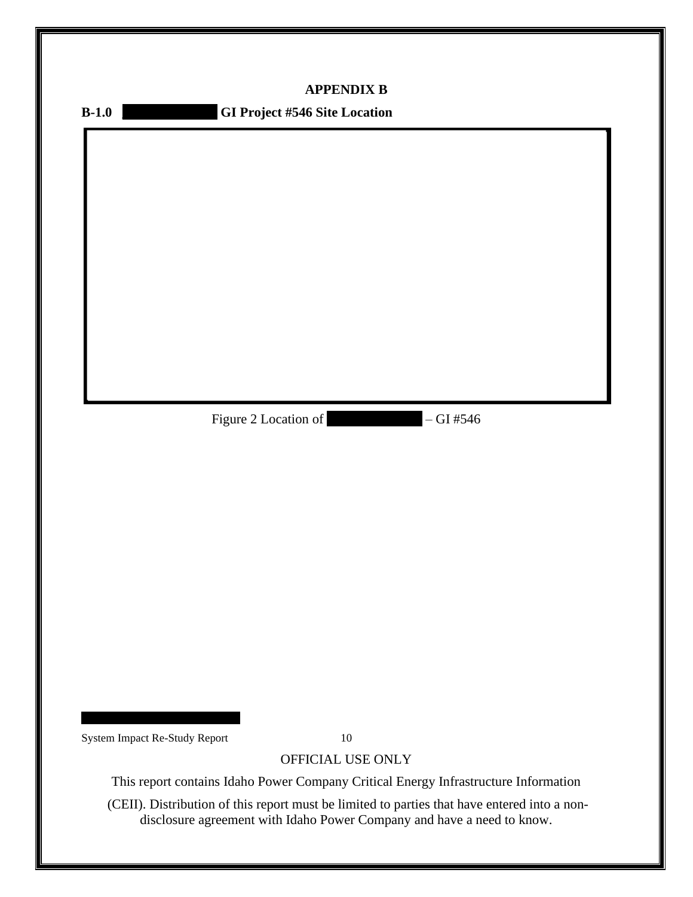## APPENDIX B

### B-1.0 GI Project #546 Site Location

Figure 2 Location of – GI #546

OFFICIAL USE ONLY

This report contains Idaho Power Company Critical Energy Infrastructure Information (CEII). Distribution of this report must be limited to parties that have entered into a non-disclosure agreement with Idaho Power Company and have a need to know.